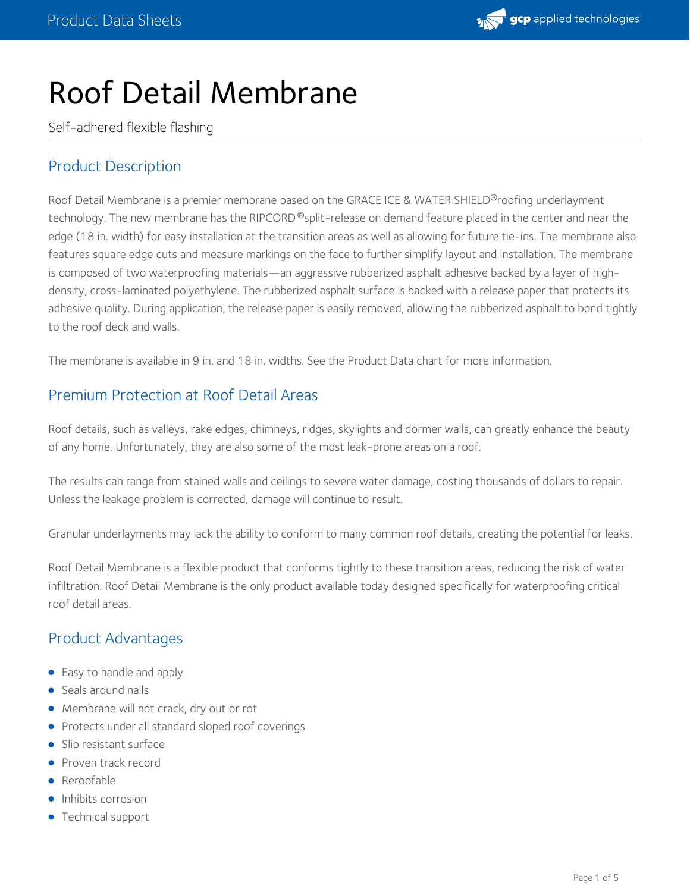# Roof Detail Membrane

Self-adhered flexible flashing

## Product Description

Roof Detail Membrane is a premier membrane based on the GRACE ICE & WATER SHIELD® roofing underlayment technology. The new membrane has the RIPCORD® split-release on demand feature placed in the center and near the edge (18 in. width) for easy installation at the transition areas as well as allowing for future tie-ins. The membrane also features square edge cuts and measure markings on the face to further simplify layout and installation. The membrane is composed of two waterproofing materials—an aggressive rubberized asphalt adhesive backed by a layer of high-density, cross-laminated polyethylene. The rubberized asphalt surface is backed with a release paper that protects its adhesive quality. During application, the release paper is easily removed, allowing the rubberized asphalt to bond tightly to the roof deck and walls.

The membrane is available in 9 in. and 18 in. widths. See the Product Data chart for more information.

## Premium Protection at Roof Detail Areas

Roof details, such as valleys, rake edges, chimneys, ridges, skylights and dormer walls, can greatly enhance the beauty of any home. Unfortunately, they are also some of the most leak-prone areas on a roof.

The results can range from stained walls and ceilings to severe water damage, costing thousands of dollars to repair. Unless the leakage problem is corrected, damage will continue to result.

Granular underlayments may lack the ability to conform to many common roof details, creating the potential for leaks.

Roof Detail Membrane is a flexible product that conforms tightly to these transition areas, reducing the risk of water infiltration. Roof Detail Membrane is the only product available today designed specifically for waterproofing critical roof detail areas.

## Product Advantages

- Easy to handle and apply
- Seals around nails
- Membrane will not crack, dry out or rot
- Protects under all standard sloped roof coverings
- Slip resistant surface
- Proven track record
- Reroofable
- Inhibits corrosion
- Technical support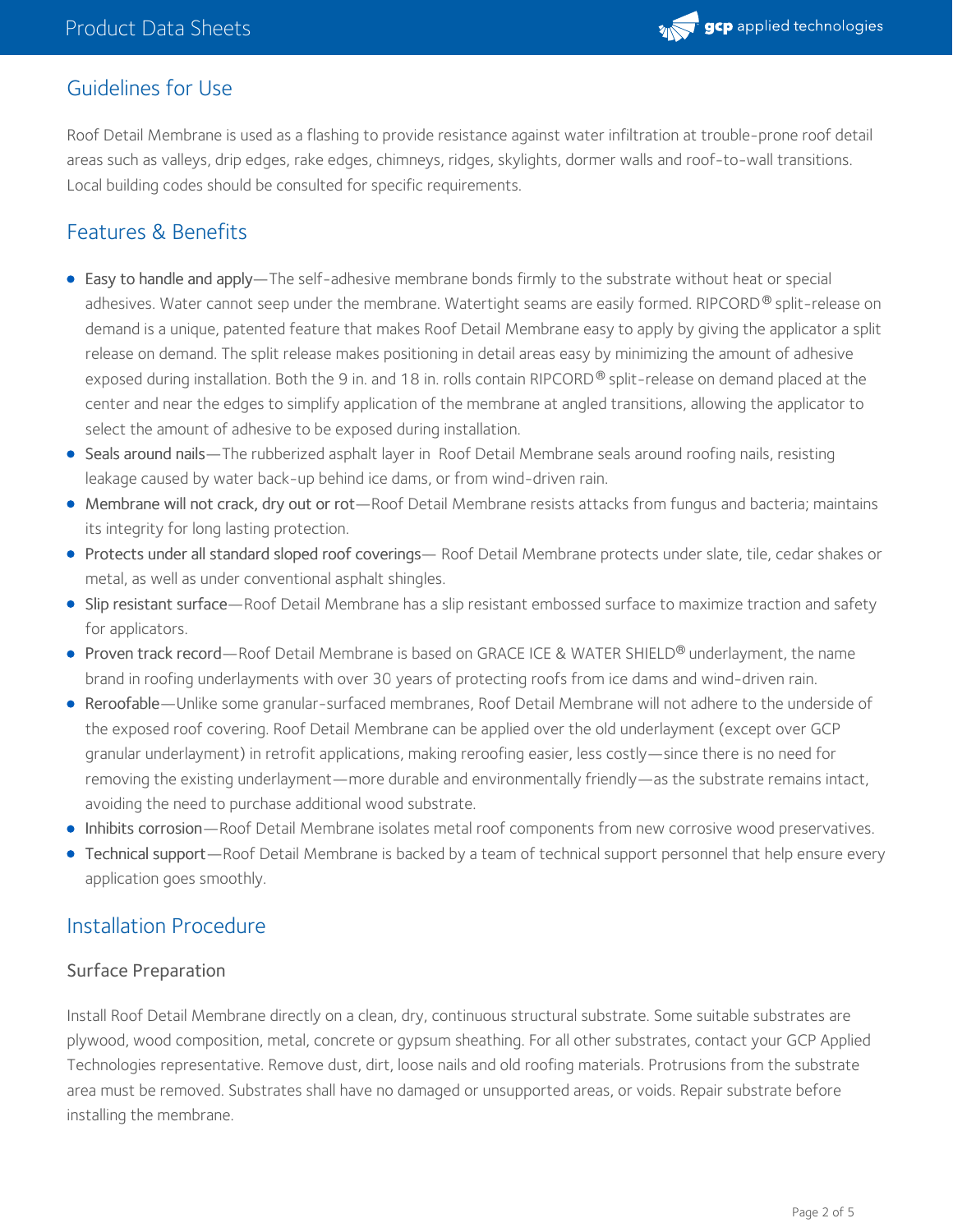## Guidelines for Use

Roof Detail Membrane is used as a flashing to provide resistance against water infiltration at trouble-prone roof detail areas such as valleys, drip edges, rake edges, chimneys, ridges, skylights, dormer walls and roof-to-wall transitions. Local building codes should be consulted for specific requirements.

## Features & Benefits

- Easy to handle and apply—The self-adhesive membrane bonds firmly to the substrate without heat or special adhesives. Water cannot seep under the membrane. Watertight seams are easily formed. RIPCORD® split-release on demand is a unique, patented feature that makes Roof Detail Membrane easy to apply by giving the applicator a split release on demand. The split release makes positioning in detail areas easy by minimizing the amount of adhesive exposed during installation. Both the 9 in. and 18 in. rolls contain RIPCORD® split-release on demand placed at the center and near the edges to simplify application of the membrane at angled transitions, allowing the applicator to select the amount of adhesive to be exposed during installation.
- Seals around nails—The rubberized asphalt layer in Roof Detail Membrane seals around roofing nails, resisting leakage caused by water back-up behind ice dams, or from wind-driven rain.
- Membrane will not crack, dry out or rot—Roof Detail Membrane resists attacks from fungus and bacteria; maintains its integrity for long lasting protection.
- Protects under all standard sloped roof coverings— Roof Detail Membrane protects under slate, tile, cedar shakes or metal, as well as under conventional asphalt shingles.
- Slip resistant surface—Roof Detail Membrane has a slip resistant embossed surface to maximize traction and safety for applicators.
- Proven track record—Roof Detail Membrane is based on GRACE ICE & WATER SHIELD® underlayment, the name brand in roofing underlayments with over 30 years of protecting roofs from ice dams and wind-driven rain.
- Reroofable—Unlike some granular-surfaced membranes, Roof Detail Membrane will not adhere to the underside of the exposed roof covering. Roof Detail Membrane can be applied over the old underlayment (except over GCP granular underlayment) in retrofit applications, making reroofing easier, less costly—since there is no need for removing the existing underlayment—more durable and environmentally friendly—as the substrate remains intact, avoiding the need to purchase additional wood substrate.
- Inhibits corrosion—Roof Detail Membrane isolates metal roof components from new corrosive wood preservatives.
- Technical support—Roof Detail Membrane is backed by a team of technical support personnel that help ensure every application goes smoothly.

## Installation Procedure

### Surface Preparation

Install Roof Detail Membrane directly on a clean, dry, continuous structural substrate. Some suitable substrates are plywood, wood composition, metal, concrete or gypsum sheathing. For all other substrates, contact your GCP Applied Technologies representative. Remove dust, dirt, loose nails and old roofing materials. Protrusions from the substrate area must be removed. Substrates shall have no damaged or unsupported areas, or voids. Repair substrate before installing the membrane.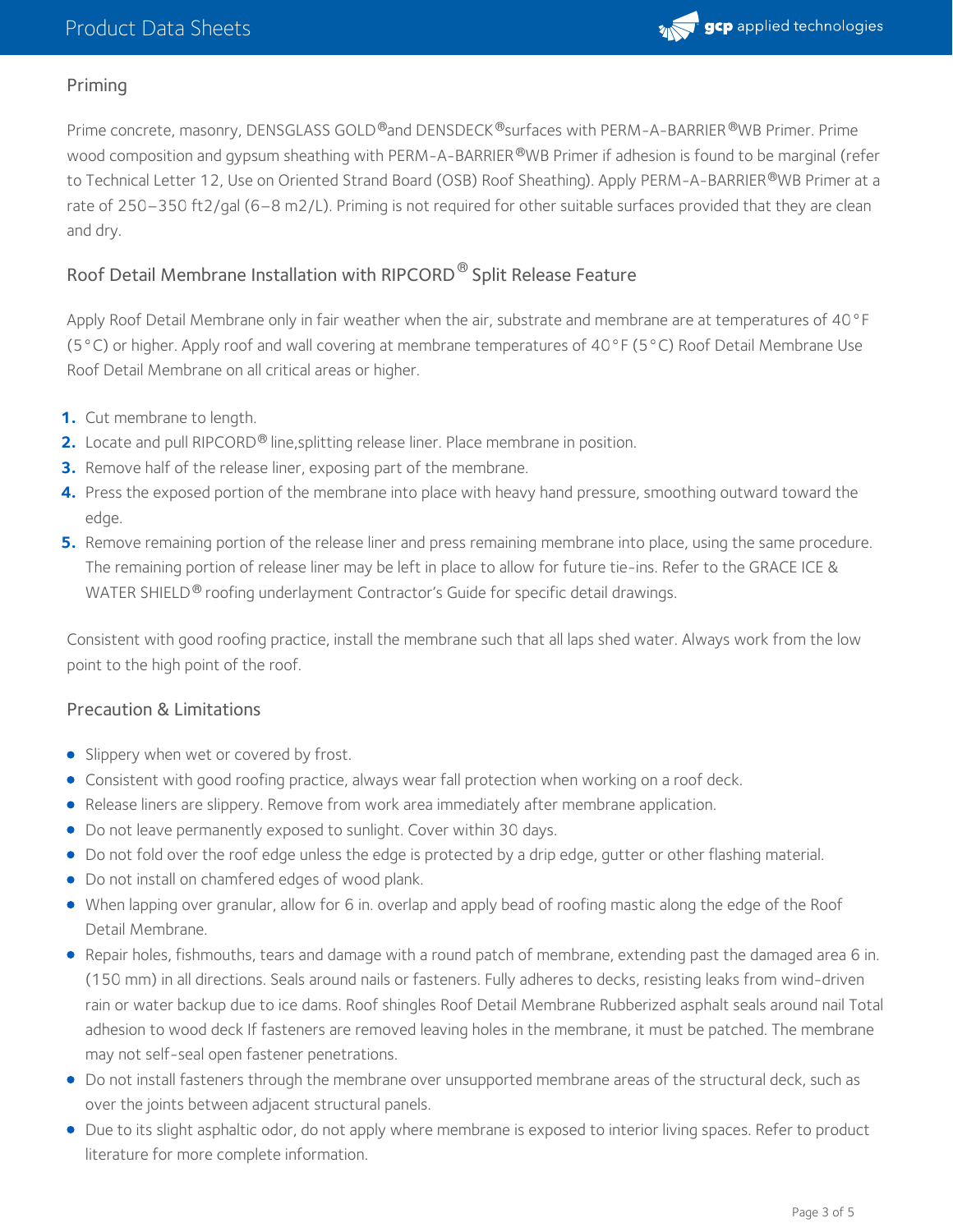## Priming

Prime concrete, masonry, DENSGLASS GOLD®and DENSDECK®surfaces with PERM-A-BARRIER®WB Primer. Prime wood composition and gypsum sheathing with PERM-A-BARRIER®WB Primer if adhesion is found to be marginal (refer to Technical Letter 12, Use on Oriented Strand Board (OSB) Roof Sheathing). Apply PERM-A-BARRIER®WB Primer at a rate of 250–350 ft2/gal (6–8 m2/L). Priming is not required for other suitable surfaces provided that they are clean and dry.

## Roof Detail Membrane Installation with RIPCORD® Split Release Feature

Apply Roof Detail Membrane only in fair weather when the air, substrate and membrane are at temperatures of 40°F (5°C) or higher. Apply roof and wall covering at membrane temperatures of 40°F (5°C) Roof Detail Membrane Use Roof Detail Membrane on all critical areas or higher.

1. Cut membrane to length.
2. Locate and pull RIPCORD® line,splitting release liner. Place membrane in position.
3. Remove half of the release liner, exposing part of the membrane.
4. Press the exposed portion of the membrane into place with heavy hand pressure, smoothing outward toward the edge.
5. Remove remaining portion of the release liner and press remaining membrane into place, using the same procedure. The remaining portion of release liner may be left in place to allow for future tie-ins. Refer to the GRACE ICE & WATER SHIELD® roofing underlayment Contractor's Guide for specific detail drawings.

Consistent with good roofing practice, install the membrane such that all laps shed water. Always work from the low point to the high point of the roof.

## Precaution & Limitations

- Slippery when wet or covered by frost.
- Consistent with good roofing practice, always wear fall protection when working on a roof deck.
- Release liners are slippery. Remove from work area immediately after membrane application.
- Do not leave permanently exposed to sunlight. Cover within 30 days.
- Do not fold over the roof edge unless the edge is protected by a drip edge, gutter or other flashing material.
- Do not install on chamfered edges of wood plank.
- When lapping over granular, allow for 6 in. overlap and apply bead of roofing mastic along the edge of the Roof Detail Membrane.
- Repair holes, fishmouths, tears and damage with a round patch of membrane, extending past the damaged area 6 in. (150 mm) in all directions. Seals around nails or fasteners. Fully adheres to decks, resisting leaks from wind-driven rain or water backup due to ice dams. Roof shingles Roof Detail Membrane Rubberized asphalt seals around nail Total adhesion to wood deck If fasteners are removed leaving holes in the membrane, it must be patched. The membrane may not self-seal open fastener penetrations.
- Do not install fasteners through the membrane over unsupported membrane areas of the structural deck, such as over the joints between adjacent structural panels.
- Due to its slight asphaltic odor, do not apply where membrane is exposed to interior living spaces. Refer to product literature for more complete information.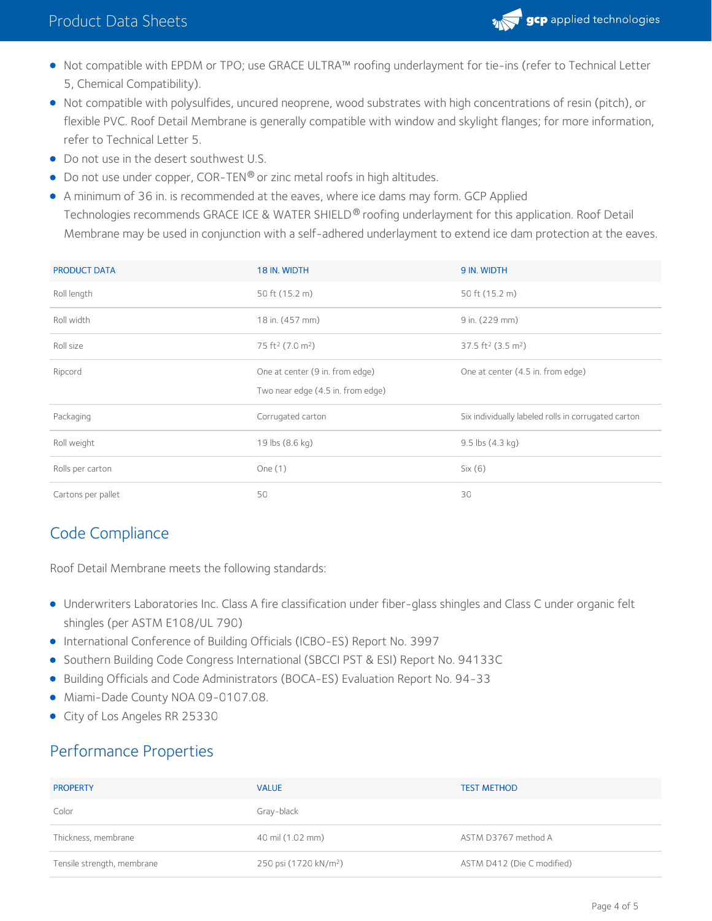- Not compatible with EPDM or TPO; use GRACE ULTRA™ roofing underlayment for tie-ins (refer to Technical Letter 5, Chemical Compatibility).
- Not compatible with polysulfides, uncured neoprene, wood substrates with high concentrations of resin (pitch), or flexible PVC. Roof Detail Membrane is generally compatible with window and skylight flanges; for more information, refer to Technical Letter 5.
- Do not use in the desert southwest U.S.
- Do not use under copper, COR-TEN® or zinc metal roofs in high altitudes.
- A minimum of 36 in. is recommended at the eaves, where ice dams may form. GCP Applied Technologies recommends GRACE ICE & WATER SHIELD® roofing underlayment for this application. Roof Detail Membrane may be used in conjunction with a self-adhered underlayment to extend ice dam protection at the eaves.

| PRODUCT DATA | 18 IN. WIDTH | 9 IN. WIDTH |
|---|---|---|
| Roll length | 50 ft (15.2 m) | 50 ft (15.2 m) |
| Roll width | 18 in. (457 mm) | 9 in. (229 mm) |
| Roll size | 75 ft² (7.0 m²) | 37.5 ft² (3.5 m²) |
| Ripcord | One at center (9 in. from edge)<br>Two near edge (4.5 in. from edge) | One at center (4.5 in. from edge) |
| Packaging | Corrugated carton | Six individually labeled rolls in corrugated carton |
| Roll weight | 19 lbs (8.6 kg) | 9.5 lbs (4.3 kg) |
| Rolls per carton | One (1) | Six (6) |
| Cartons per pallet | 50 | 30 |

## Code Compliance

Roof Detail Membrane meets the following standards:

- Underwriters Laboratories Inc. Class A fire classification under fiber-glass shingles and Class C under organic felt shingles (per ASTM E108/UL 790)
- International Conference of Building Officials (ICBO-ES) Report No. 3997
- Southern Building Code Congress International (SBCCI PST & ESI) Report No. 94133C
- Building Officials and Code Administrators (BOCA-ES) Evaluation Report No. 94-33
- Miami-Dade County NOA 09-0107.08.
- City of Los Angeles RR 25330

## Performance Properties

| PROPERTY | VALUE | TEST METHOD |
|---|---|---|
| Color | Gray-black | |
| Thickness, membrane | 40 mil (1.02 mm) | ASTM D3767 method A |
| Tensile strength, membrane | 250 psi (1720 kN/m²) | ASTM D412 (Die C modified) |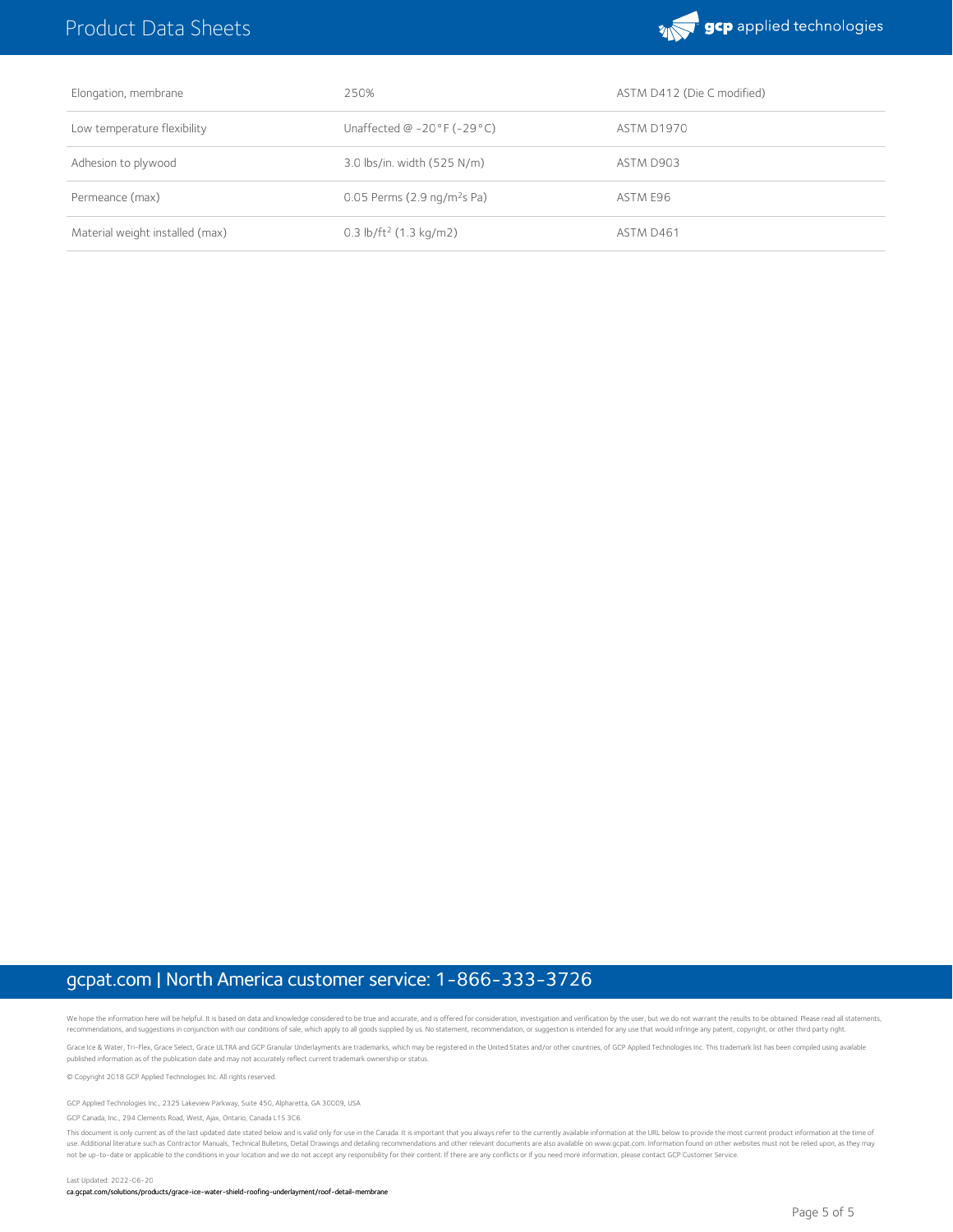| | | |
|---|---|---|
| Elongation, membrane | 250% | ASTM D412 (Die C modified) |
| Low temperature flexibility | Unaffected @ -20°F (-29°C) | ASTM D1970 |
| Adhesion to plywood | 3.0 lbs/in. width (525 N/m) | ASTM D903 |
| Permeance (max) | 0.05 Perms (2.9 ng/m$^2$s Pa) | ASTM E96 |
| Material weight installed (max) | 0.3 lb/ft$^2$ (1.3 kg/m2) | ASTM D461 |

gcpat.com | North America customer service: 1-866-333-3726

We hope the information here will be helpful. It is based on data and knowledge considered to be true and accurate, and is offered for consideration, investigation and verification by the user, but we do not warrant the results to be obtained. Please read all statements, recommendations, and suggestions in conjunction with our conditions of sale, which apply to all goods supplied by us. No statement, recommendation, or suggestion is intended for any use that would infringe any patent, copyright, or other third party right.

Grace Ice & Water, Tri-Flex, Grace Select, Grace ULTRA and GCP Granular Underlayments are trademarks, which may be registered in the United States and/or other countries, of GCP Applied Technologies Inc. This trademark list has been compiled using available published information as of the publication date and may not accurately reflect current trademark ownership or status.

© Copyright 2018 GCP Applied Technologies Inc. All rights reserved.

GCP Applied Technologies Inc., 2325 Lakeview Parkway, Suite 450, Alpharetta, GA 30009, USA

GCP Canada, Inc., 294 Clements Road, West, Ajax, Ontario, Canada L1S 3C6.

This document is only current as of the last updated date stated below and is valid only for use in the Canada. It is important that you always refer to the currently available information at the URL below to provide the most current product information at the time of use. Additional literature such as Contractor Manuals, Technical Bulletins, Detail Drawings and detailing recommendations and other relevant documents are also available on www.gcpat.com. Information found on other websites must not be relied upon, as they may not be up-to-date or applicable to the conditions in your location and we do not accept any responsibility for their content. If there are any conflicts or if you need more information, please contact GCP Customer Service.

Last Updated: 2022-06-20

ca.gcpat.com/solutions/products/grace-ice-water-shield-roofing-underlayment/roof-detail-membrane